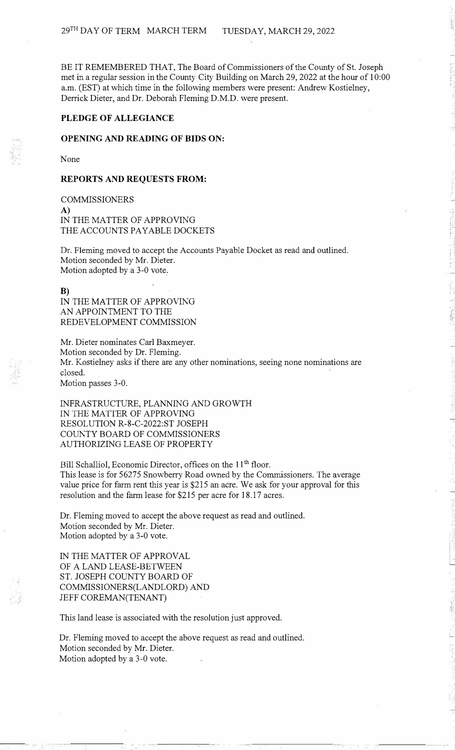29[TH] DAY OF TERM MARCH TERM TUESDAY, MARCH 29, 2022

BE IT REMEMBERED THAT, The Board of Commissioners of the County of St. Joseph met in a regular session in the County City Building on March 29, 2022 at the hour of 10:00 a.m. (EST) at which time in the following members were present: Andrew Kostielney, Derrick Dieter, and Dr. Deborah Fleming D.M.D. were present.

**PLEDGE OF ALLEGIANCE**

**OPENING AND READING OF BIDS ON:**

None

**REPORTS AND REQUESTS FROM:**

COMMISSIONERS

**A)**

IN THE MATTER OF APPROVING
THE ACCOUNTS PAYABLE DOCKETS

Dr. Fleming moved to accept the Accounts Payable Docket as read and outlined.
Motion seconded by Mr. Dieter.
Motion adopted by a 3-0 vote.

**B)**

IN THE MATTER OF APPROVING
AN APPOINTMENT TO THE
REDEVELOPMENT COMMISSION

Mr. Dieter nominates Carl Baxmeyer.
Motion seconded by Dr. Fleming.
Mr. Kostielney asks if there are any other nominations, seeing none nominations are closed.
Motion passes 3-0.

INFRASTRUCTURE, PLANNING AND GROWTH
IN THE MATTER OF APPROVING
RESOLUTION R-8-C-2022:ST JOSEPH
COUNTY BOARD OF COMMISSIONERS
AUTHORIZING LEASE OF PROPERTY

Bill Schalliol, Economic Director, offices on the 11[th] floor.
This lease is for 56275 Snowberry Road owned by the Commissioners. The average value price for farm rent this year is $215 an acre. We ask for your approval for this resolution and the farm lease for $215 per acre for 18.17 acres.

Dr. Fleming moved to accept the above request as read and outlined.
Motion seconded by Mr. Dieter.
Motion adopted by a 3-0 vote.

IN THE MATTER OF APPROVAL
OF A LAND LEASE-BETWEEN
ST. JOSEPH COUNTY BOARD OF
COMMISSIONERS(LANDLORD) AND
JEFF COREMAN(TENANT)

This land lease is associated with the resolution just approved.

Dr. Fleming moved to accept the above request as read and outlined.
Motion seconded by Mr. Dieter.
Motion adopted by a 3-0 vote.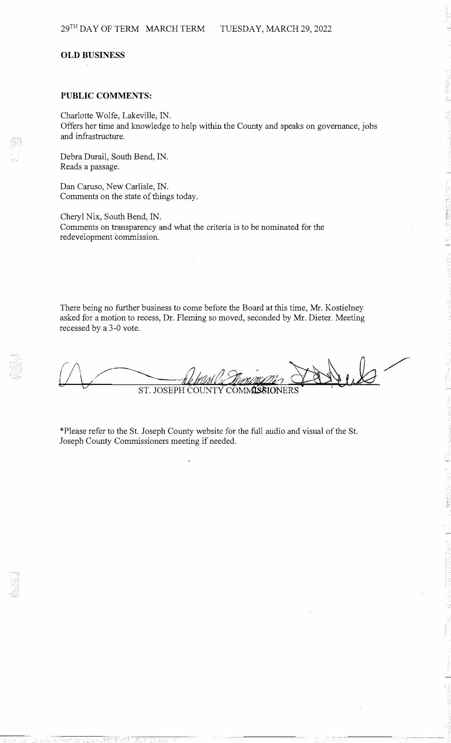## OLD BUSINESS

## PUBLIC COMMENTS:

Charlotte Wolfe, Lakeville, IN.
Offers her time and knowledge to help within the County and speaks on governance, jobs and infrastructure.

Debra Durail, South Bend, IN.
Reads a passage.

Dan Caruso, New Carlisle, IN.
Comments on the state of things today.

Cheryl Nix, South Bend, IN.
Comments on transparency and what the criteria is to be nominated for the redevelopment commission.

There being no further business to come before the Board at this time, Mr. Kostielney asked for a motion to recess, Dr. Fleming so moved, seconded by Mr. Dieter. Meeting recessed by a 3-0 vote.

ST. JOSEPH COUNTY COMMISSIONERS

*Please refer to the St. Joseph County website for the full audio and visual of the St. Joseph County Commissioners meeting if needed.